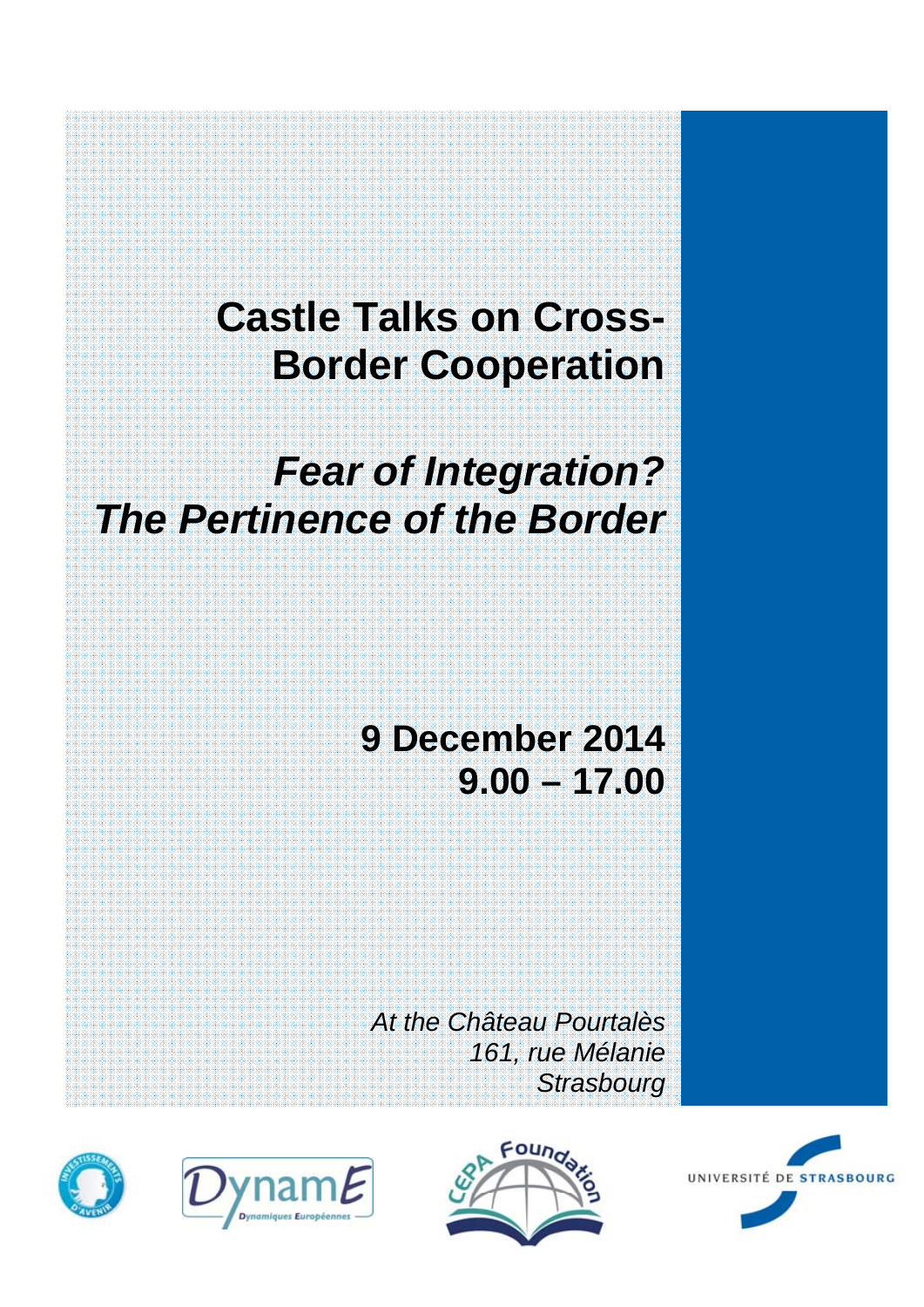# Castle Talks on Cross-Border Cooperation

## *Fear of Integration? The Pertinence of the Border*

**9 December 2014**
**9.00 – 17.00**

*At the Château Pourtalès*
*161, rue Mélanie*
*Strasbourg*

UNIVERSITÉ DE STRASBOURG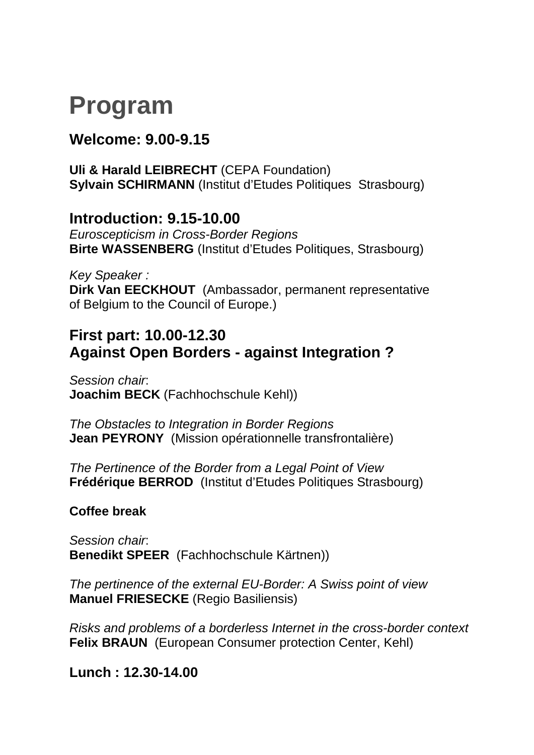# Program

## Welcome: 9.00-9.15

**Uli & Harald LEIBRECHT** (CEPA Foundation)
**Sylvain SCHIRMANN** (Institut d'Etudes Politiques Strasbourg)

## Introduction: 9.15-10.00

*Euroscepticism in Cross-Border Regions*
**Birte WASSENBERG** (Institut d'Etudes Politiques, Strasbourg)

*Key Speaker :*
**Dirk Van EECKHOUT** (Ambassador, permanent representative of Belgium to the Council of Europe.)

## First part: 10.00-12.30
## Against Open Borders - against Integration ?

*Session chair*:
**Joachim BECK** (Fachhochschule Kehl))

*The Obstacles to Integration in Border Regions*
**Jean PEYRONY** (Mission opérationnelle transfrontalière)

*The Pertinence of the Border from a Legal Point of View*
**Frédérique BERROD** (Institut d'Etudes Politiques Strasbourg)

**Coffee break**

*Session chair*:
**Benedikt SPEER** (Fachhochschule Kärtnen))

*The pertinence of the external EU-Border: A Swiss point of view*
**Manuel FRIESECKE** (Regio Basiliensis)

*Risks and problems of a borderless Internet in the cross-border context*
**Felix BRAUN** (European Consumer protection Center, Kehl)

## Lunch : 12.30-14.00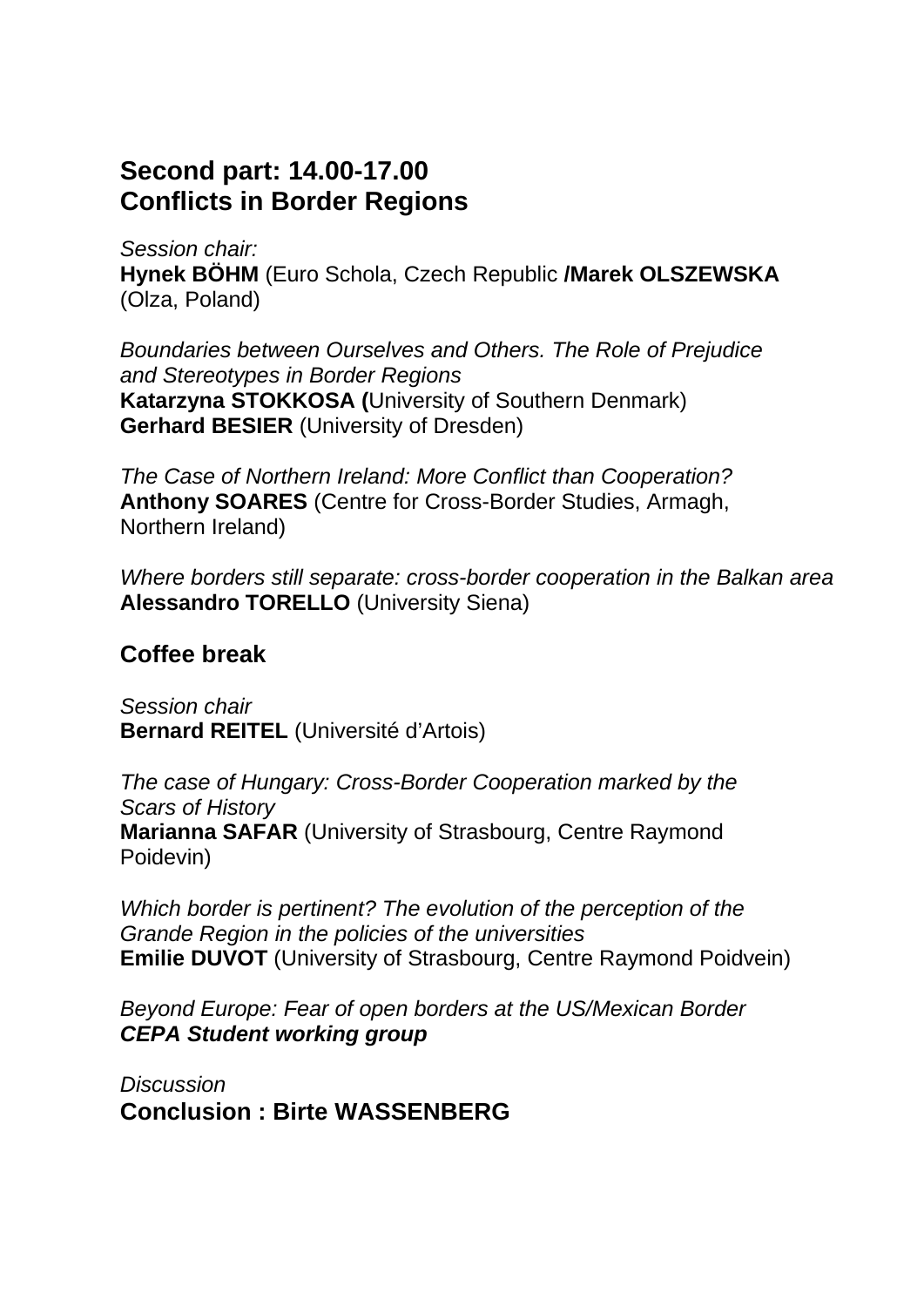## Second part: 14.00-17.00
## Conflicts in Border Regions

*Session chair:*
**Hynek BÖHM** (Euro Schola, Czech Republic **/Marek OLSZEWSKA** (Olza, Poland)

*Boundaries between Ourselves and Others. The Role of Prejudice and Stereotypes in Border Regions*
**Katarzyna STOKKOSA (**University of Southern Denmark)
**Gerhard BESIER** (University of Dresden)

*The Case of Northern Ireland: More Conflict than Cooperation?*
**Anthony SOARES** (Centre for Cross-Border Studies, Armagh, Northern Ireland)

*Where borders still separate: cross-border cooperation in the Balkan area*
**Alessandro TORELLO** (University Siena)

### Coffee break

*Session chair*
**Bernard REITEL** (Université d'Artois)

*The case of Hungary: Cross-Border Cooperation marked by the Scars of History*
**Marianna SAFAR** (University of Strasbourg, Centre Raymond Poidevin)

*Which border is pertinent? The evolution of the perception of the Grande Region in the policies of the universities*
**Emilie DUVOT** (University of Strasbourg, Centre Raymond Poidvein)

*Beyond Europe: Fear of open borders at the US/Mexican Border*
***CEPA Student working group***

*Discussion*
### Conclusion : Birte WASSENBERG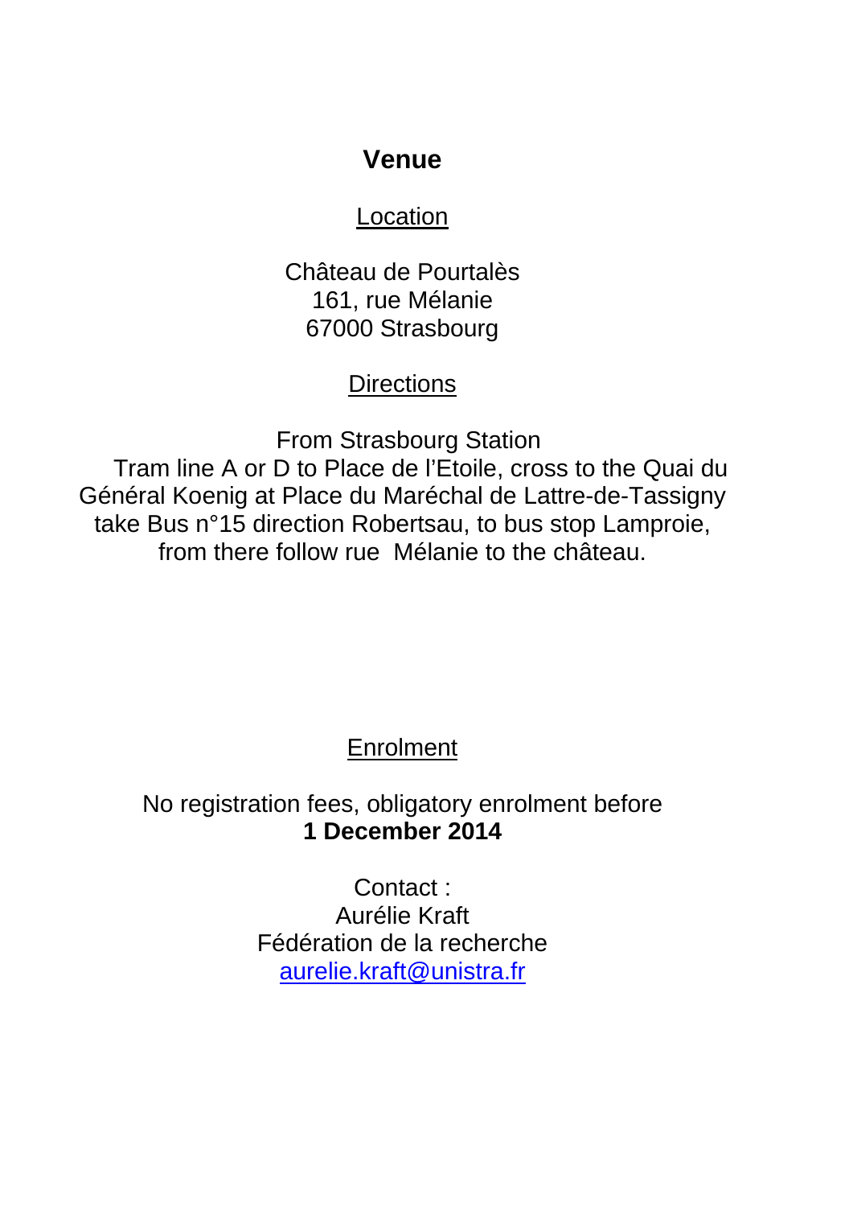# Venue

## Location

Château de Pourtalès
161, rue Mélanie
67000 Strasbourg

## Directions

From Strasbourg Station
Tram line A or D to Place de l'Etoile, cross to the Quai du Général Koenig at Place du Maréchal de Lattre-de-Tassigny take Bus n°15 direction Robertsau, to bus stop Lamproie, from there follow rue Mélanie to the château.

## Enrolment

No registration fees, obligatory enrolment before
**1 December 2014**

Contact :
Aurélie Kraft
Fédération de la recherche
aurelie.kraft@unistra.fr